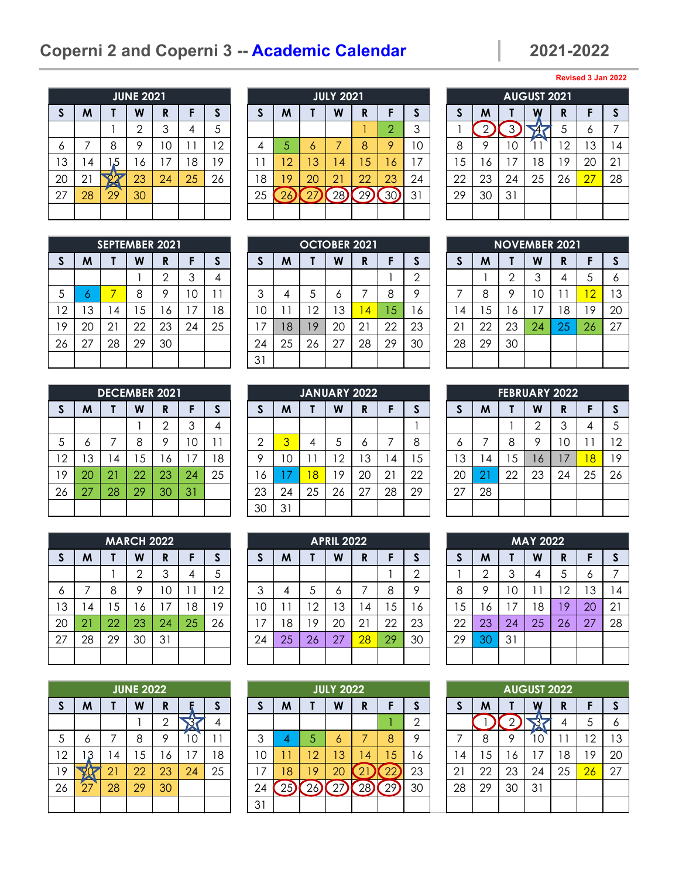# Coperni 2 and Coperni 3 -- Academic Calendar 2021-2022

Revised 3 Jan 2022

### JUNE 2021

| S | M | T | W | R | F | S |
|---|---|---|---|---|---|---|
| | | 1 | 2 | 3 | 4 | 5 |
| 6 | 7 | 8 | 9 | 10 | 11 | 12 |
| 13 | 14 | 15 | 16 | 17 | 18 | 19 |
| 20 | 21 | 22 | 23 | 24 | 25 | 26 |
| 27 | 28 | 29 | 30 | | | |

### JULY 2021

| S | M | T | W | R | F | S |
|---|---|---|---|---|---|---|
| | | | | 1 | 2 | 3 |
| 4 | 5 | 6 | 7 | 8 | 9 | 10 |
| 11 | 12 | 13 | 14 | 15 | 16 | 17 |
| 18 | 19 | 20 | 21 | 22 | 23 | 24 |
| 25 | 26 | 27 | 28 | 29 | 30 | 31 |

### AUGUST 2021

| S | M | T | W | R | F | S |
|---|---|---|---|---|---|---|
| 1 | 2 | 3 | 4 | 5 | 6 | 7 |
| 8 | 9 | 10 | 11 | 12 | 13 | 14 |
| 15 | 16 | 17 | 18 | 19 | 20 | 21 |
| 22 | 23 | 24 | 25 | 26 | 27 | 28 |
| 29 | 30 | 31 | | | | |

### SEPTEMBER 2021

| S | M | T | W | R | F | S |
|---|---|---|---|---|---|---|
| | | | 1 | 2 | 3 | 4 |
| 5 | 6 | 7 | 8 | 9 | 10 | 11 |
| 12 | 13 | 14 | 15 | 16 | 17 | 18 |
| 19 | 20 | 21 | 22 | 23 | 24 | 25 |
| 26 | 27 | 28 | 29 | 30 | | |

### OCTOBER 2021

| S | M | T | W | R | F | S |
|---|---|---|---|---|---|---|
| | | | | | 1 | 2 |
| 3 | 4 | 5 | 6 | 7 | 8 | 9 |
| 10 | 11 | 12 | 13 | 14 | 15 | 16 |
| 17 | 18 | 19 | 20 | 21 | 22 | 23 |
| 24 | 25 | 26 | 27 | 28 | 29 | 30 |
| 31 | | | | | | |

### NOVEMBER 2021

| S | M | T | W | R | F | S |
|---|---|---|---|---|---|---|
| | 1 | 2 | 3 | 4 | 5 | 6 |
| 7 | 8 | 9 | 10 | 11 | 12 | 13 |
| 14 | 15 | 16 | 17 | 18 | 19 | 20 |
| 21 | 22 | 23 | 24 | 25 | 26 | 27 |
| 28 | 29 | 30 | | | | |

### DECEMBER 2021

| S | M | T | W | R | F | S |
|---|---|---|---|---|---|---|
| | | | 1 | 2 | 3 | 4 |
| 5 | 6 | 7 | 8 | 9 | 10 | 11 |
| 12 | 13 | 14 | 15 | 16 | 17 | 18 |
| 19 | 20 | 21 | 22 | 23 | 24 | 25 |
| 26 | 27 | 28 | 29 | 30 | 31 | |

### JANUARY 2022

| S | M | T | W | R | F | S |
|---|---|---|---|---|---|---|
| | | | | | | 1 |
| 2 | 3 | 4 | 5 | 6 | 7 | 8 |
| 9 | 10 | 11 | 12 | 13 | 14 | 15 |
| 16 | 17 | 18 | 19 | 20 | 21 | 22 |
| 23 | 24 | 25 | 26 | 27 | 28 | 29 |
| 30 | 31 | | | | | |

### FEBRUARY 2022

| S | M | T | W | R | F | S |
|---|---|---|---|---|---|---|
| | | 1 | 2 | 3 | 4 | 5 |
| 6 | 7 | 8 | 9 | 10 | 11 | 12 |
| 13 | 14 | 15 | 16 | 17 | 18 | 19 |
| 20 | 21 | 22 | 23 | 24 | 25 | 26 |
| 27 | 28 | | | | | |

### MARCH 2022

| S | M | T | W | R | F | S |
|---|---|---|---|---|---|---|
| | | 1 | 2 | 3 | 4 | 5 |
| 6 | 7 | 8 | 9 | 10 | 11 | 12 |
| 13 | 14 | 15 | 16 | 17 | 18 | 19 |
| 20 | 21 | 22 | 23 | 24 | 25 | 26 |
| 27 | 28 | 29 | 30 | 31 | | |

### APRIL 2022

| S | M | T | W | R | F | S |
|---|---|---|---|---|---|---|
| | | | | | 1 | 2 |
| 3 | 4 | 5 | 6 | 7 | 8 | 9 |
| 10 | 11 | 12 | 13 | 14 | 15 | 16 |
| 17 | 18 | 19 | 20 | 21 | 22 | 23 |
| 24 | 25 | 26 | 27 | 28 | 29 | 30 |

### MAY 2022

| S | M | T | W | R | F | S |
|---|---|---|---|---|---|---|
| 1 | 2 | 3 | 4 | 5 | 6 | 7 |
| 8 | 9 | 10 | 11 | 12 | 13 | 14 |
| 15 | 16 | 17 | 18 | 19 | 20 | 21 |
| 22 | 23 | 24 | 25 | 26 | 27 | 28 |
| 29 | 30 | 31 | | | | |

### JUNE 2022

| S | M | T | W | R | F | S |
|---|---|---|---|---|---|---|
| | | | 1 | 2 | 3 | 4 |
| 5 | 6 | 7 | 8 | 9 | 10 | 11 |
| 12 | 13 | 14 | 15 | 16 | 17 | 18 |
| 19 | 20 | 21 | 22 | 23 | 24 | 25 |
| 26 | 27 | 28 | 29 | 30 | | |

### JULY 2022

| S | M | T | W | R | F | S |
|---|---|---|---|---|---|---|
| | | | | | 1 | 2 |
| 3 | 4 | 5 | 6 | 7 | 8 | 9 |
| 10 | 11 | 12 | 13 | 14 | 15 | 16 |
| 17 | 18 | 19 | 20 | 21 | 22 | 23 |
| 24 | 25 | 26 | 27 | 28 | 29 | 30 |
| 31 | | | | | | |

### AUGUST 2022

| S | M | T | W | R | F | S |
|---|---|---|---|---|---|---|
| | 1 | 2 | 3 | 4 | 5 | 6 |
| 7 | 8 | 9 | 10 | 11 | 12 | 13 |
| 14 | 15 | 16 | 17 | 18 | 19 | 20 |
| 21 | 22 | 23 | 24 | 25 | 26 | 27 |
| 28 | 29 | 30 | 31 | | | |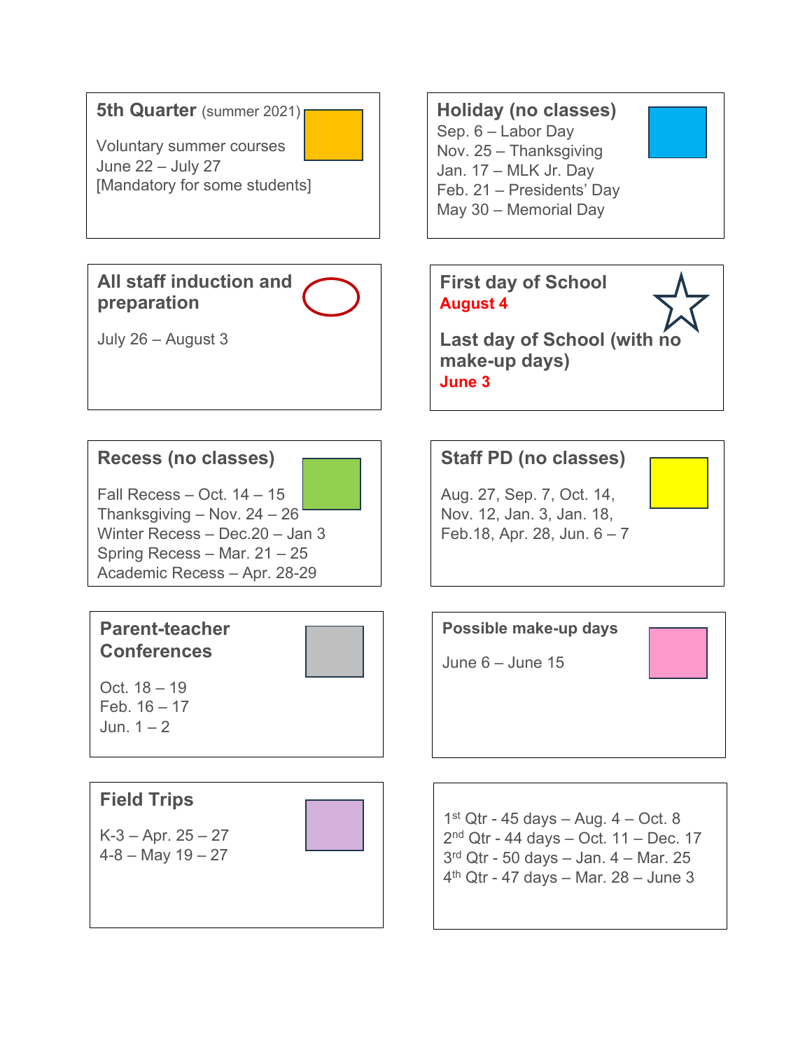**5th Quarter** (summer 2021)

Voluntary summer courses
June 22 – July 27
[Mandatory for some students]

**Holiday (no classes)**
Sep. 6 – Labor Day
Nov. 25 – Thanksgiving
Jan. 17 – MLK Jr. Day
Feb. 21 – Presidents' Day
May 30 – Memorial Day

**All staff induction and preparation**

July 26 – August 3

**First day of School**
**August 4**

**Last day of School (with no make-up days)**
**June 3**

**Recess (no classes)**

Fall Recess – Oct. 14 – 15
Thanksgiving – Nov. 24 – 26
Winter Recess – Dec.20 – Jan 3
Spring Recess – Mar. 21 – 25
Academic Recess – Apr. 28-29

**Staff PD (no classes)**

Aug. 27, Sep. 7, Oct. 14,
Nov. 12, Jan. 3, Jan. 18,
Feb.18, Apr. 28, Jun. 6 – 7

**Parent-teacher Conferences**

Oct. 18 – 19
Feb. 16 – 17
Jun. 1 – 2

**Possible make-up days**

June 6 – June 15

**Field Trips**

K-3 – Apr. 25 – 27
4-8 – May 19 – 27

1st Qtr - 45 days – Aug. 4 – Oct. 8
2nd Qtr - 44 days – Oct. 11 – Dec. 17
3rd Qtr - 50 days – Jan. 4 – Mar. 25
4th Qtr - 47 days – Mar. 28 – June 3